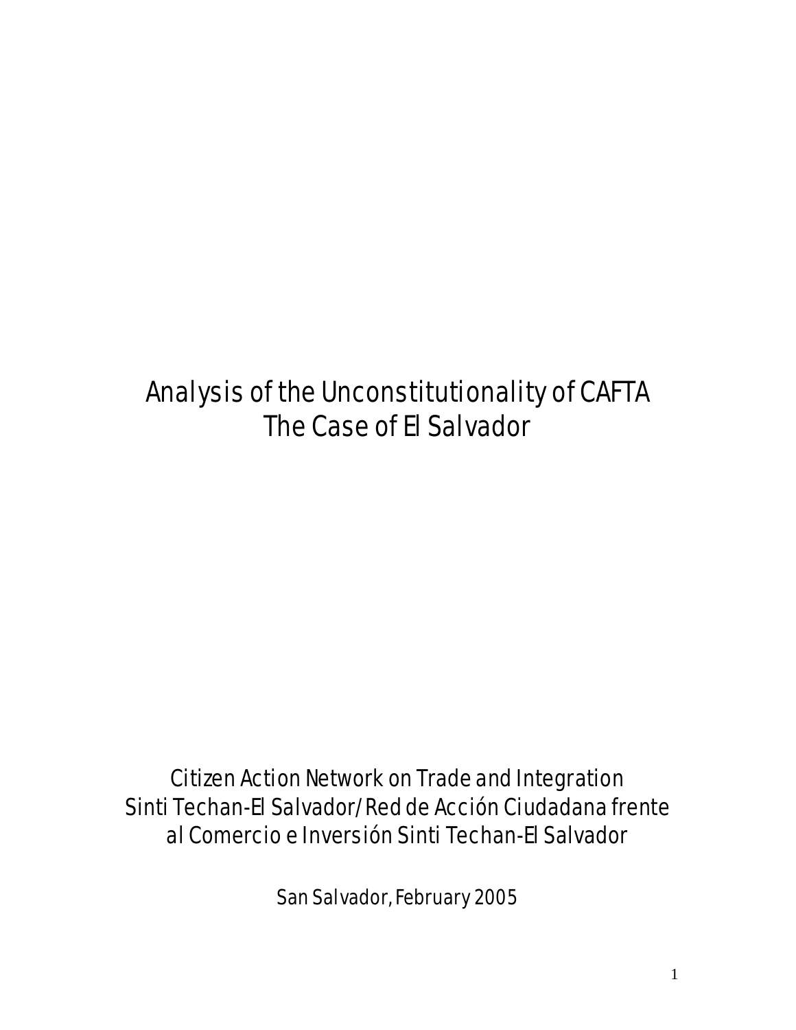# Analysis of the Unconstitutionality of CAFTA
# The Case of El Salvador

Citizen Action Network on Trade and Integration
Sinti Techan-El Salvador/Red de Acción Ciudadana frente al Comercio e Inversión Sinti Techan-El Salvador

San Salvador, February 2005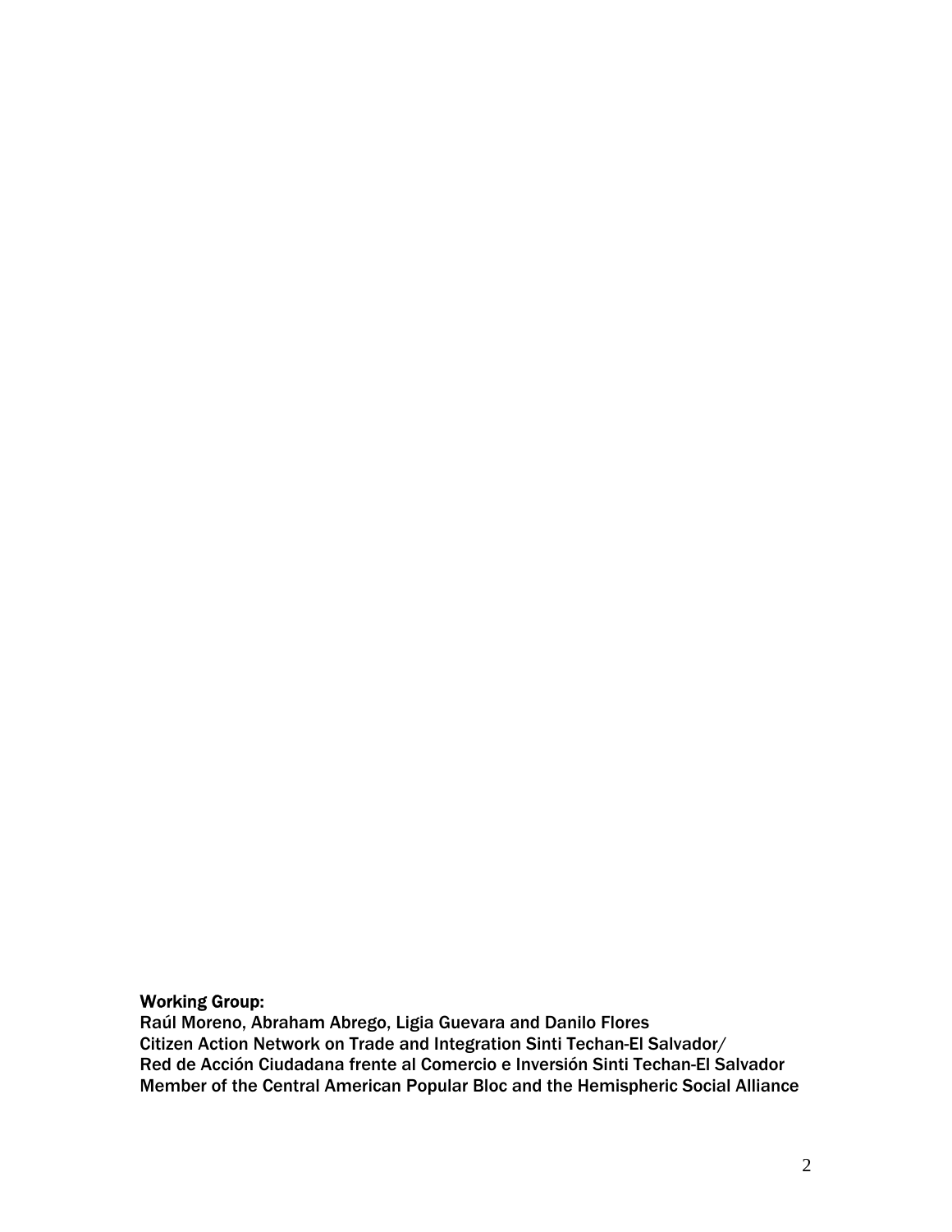**Working Group:**
Raúl Moreno, Abraham Abrego, Ligia Guevara and Danilo Flores
Citizen Action Network on Trade and Integration Sinti Techan-El Salvador/
Red de Acción Ciudadana frente al Comercio e Inversión Sinti Techan-El Salvador
Member of the Central American Popular Bloc and the Hemispheric Social Alliance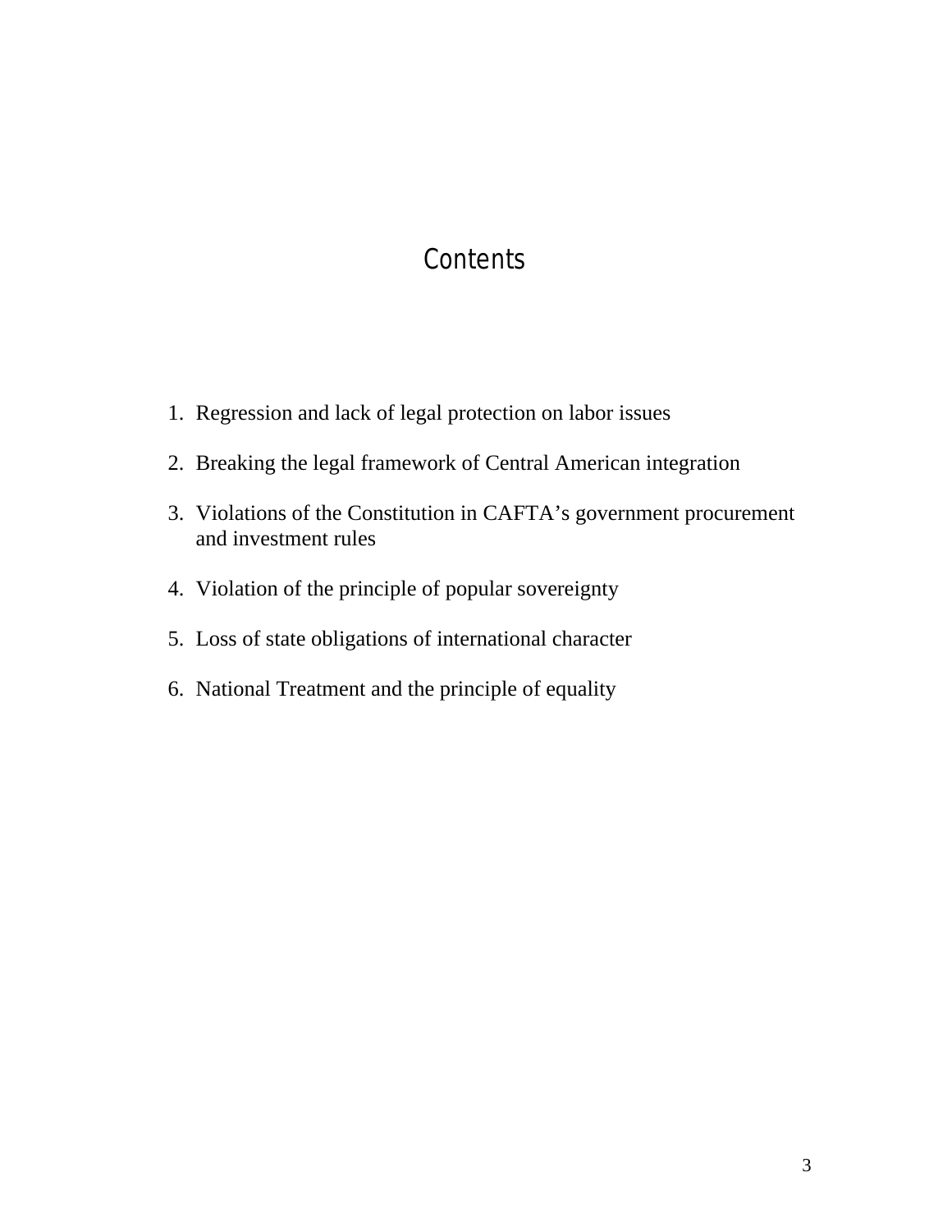# Contents

1. Regression and lack of legal protection on labor issues
2. Breaking the legal framework of Central American integration
3. Violations of the Constitution in CAFTA's government procurement and investment rules
4. Violation of the principle of popular sovereignty
5. Loss of state obligations of international character
6. National Treatment and the principle of equality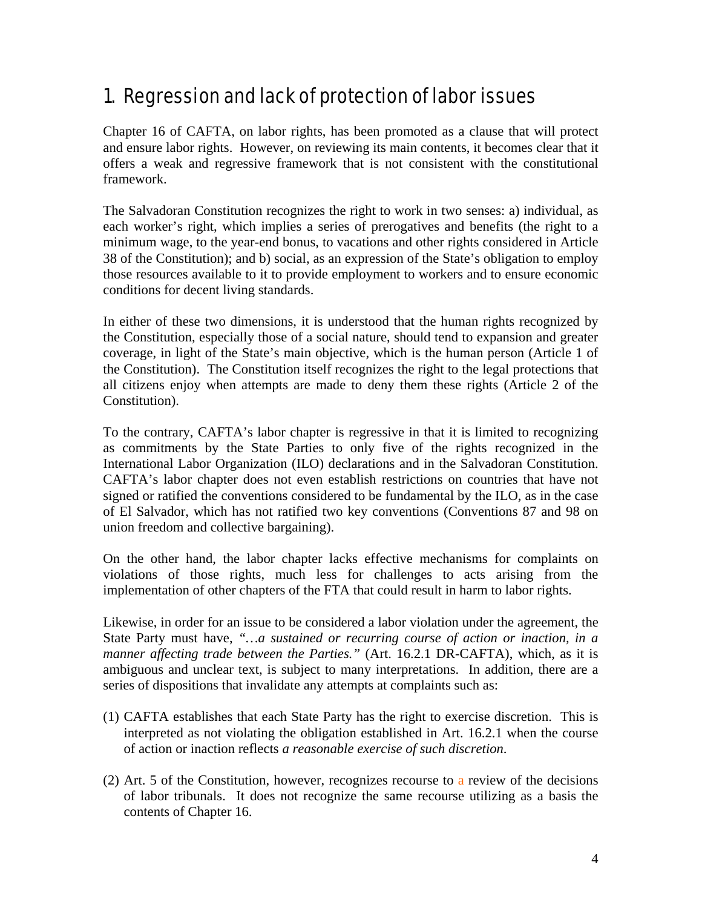# 1. Regression and lack of protection of labor issues

Chapter 16 of CAFTA, on labor rights, has been promoted as a clause that will protect and ensure labor rights. However, on reviewing its main contents, it becomes clear that it offers a weak and regressive framework that is not consistent with the constitutional framework.

The Salvadoran Constitution recognizes the right to work in two senses: a) individual, as each worker's right, which implies a series of prerogatives and benefits (the right to a minimum wage, to the year-end bonus, to vacations and other rights considered in Article 38 of the Constitution); and b) social, as an expression of the State's obligation to employ those resources available to it to provide employment to workers and to ensure economic conditions for decent living standards.

In either of these two dimensions, it is understood that the human rights recognized by the Constitution, especially those of a social nature, should tend to expansion and greater coverage, in light of the State's main objective, which is the human person (Article 1 of the Constitution). The Constitution itself recognizes the right to the legal protections that all citizens enjoy when attempts are made to deny them these rights (Article 2 of the Constitution).

To the contrary, CAFTA's labor chapter is regressive in that it is limited to recognizing as commitments by the State Parties to only five of the rights recognized in the International Labor Organization (ILO) declarations and in the Salvadoran Constitution. CAFTA's labor chapter does not even establish restrictions on countries that have not signed or ratified the conventions considered to be fundamental by the ILO, as in the case of El Salvador, which has not ratified two key conventions (Conventions 87 and 98 on union freedom and collective bargaining).

On the other hand, the labor chapter lacks effective mechanisms for complaints on violations of those rights, much less for challenges to acts arising from the implementation of other chapters of the FTA that could result in harm to labor rights.

Likewise, in order for an issue to be considered a labor violation under the agreement, the State Party must have, *"…a sustained or recurring course of action or inaction, in a manner affecting trade between the Parties."* (Art. 16.2.1 DR-CAFTA), which, as it is ambiguous and unclear text, is subject to many interpretations. In addition, there are a series of dispositions that invalidate any attempts at complaints such as:

(1) CAFTA establishes that each State Party has the right to exercise discretion. This is interpreted as not violating the obligation established in Art. 16.2.1 when the course of action or inaction reflects *a reasonable exercise of such discretion*.

(2) Art. 5 of the Constitution, however, recognizes recourse to a review of the decisions of labor tribunals. It does not recognize the same recourse utilizing as a basis the contents of Chapter 16.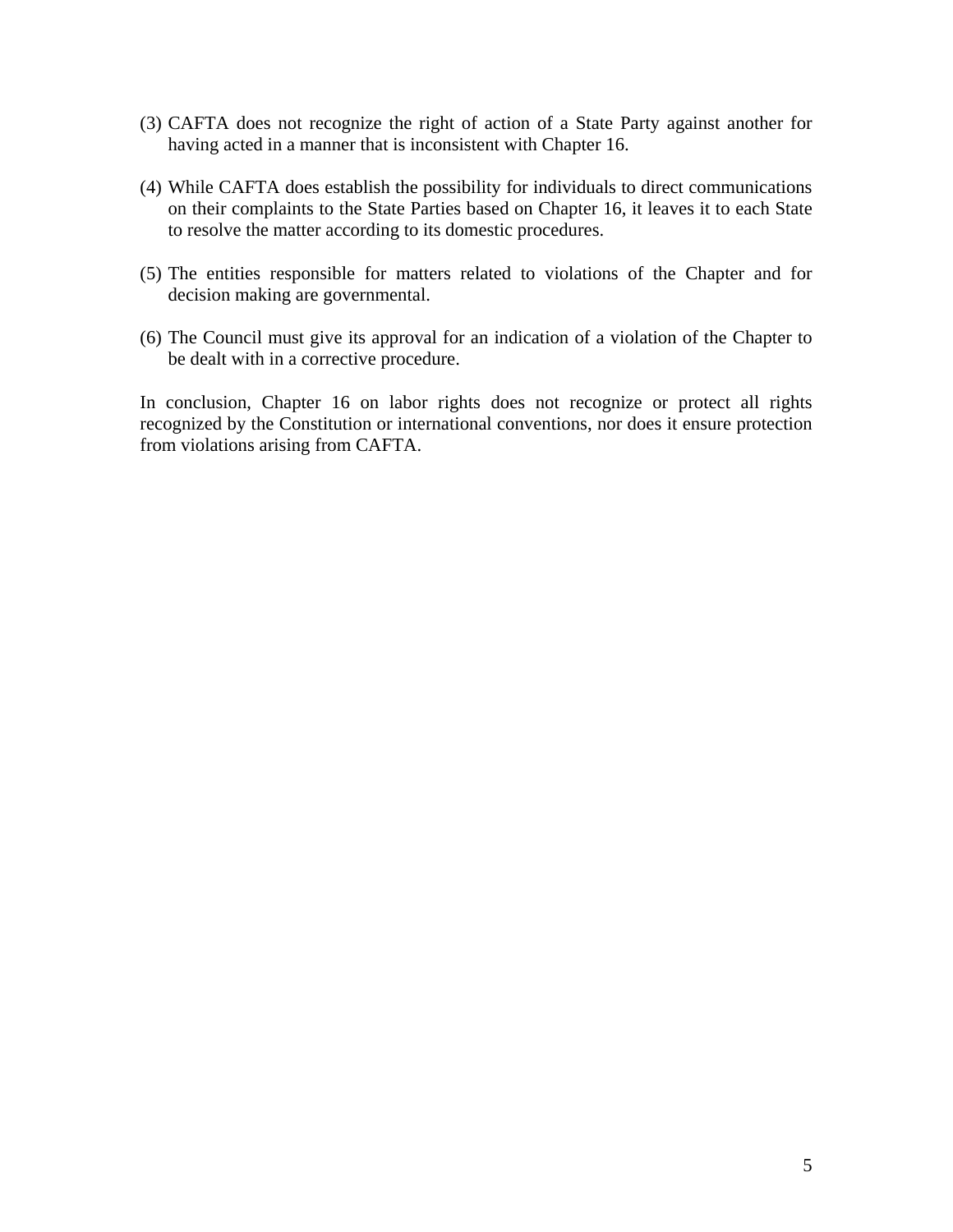(3) CAFTA does not recognize the right of action of a State Party against another for having acted in a manner that is inconsistent with Chapter 16.

(4) While CAFTA does establish the possibility for individuals to direct communications on their complaints to the State Parties based on Chapter 16, it leaves it to each State to resolve the matter according to its domestic procedures.

(5) The entities responsible for matters related to violations of the Chapter and for decision making are governmental.

(6) The Council must give its approval for an indication of a violation of the Chapter to be dealt with in a corrective procedure.

In conclusion, Chapter 16 on labor rights does not recognize or protect all rights recognized by the Constitution or international conventions, nor does it ensure protection from violations arising from CAFTA.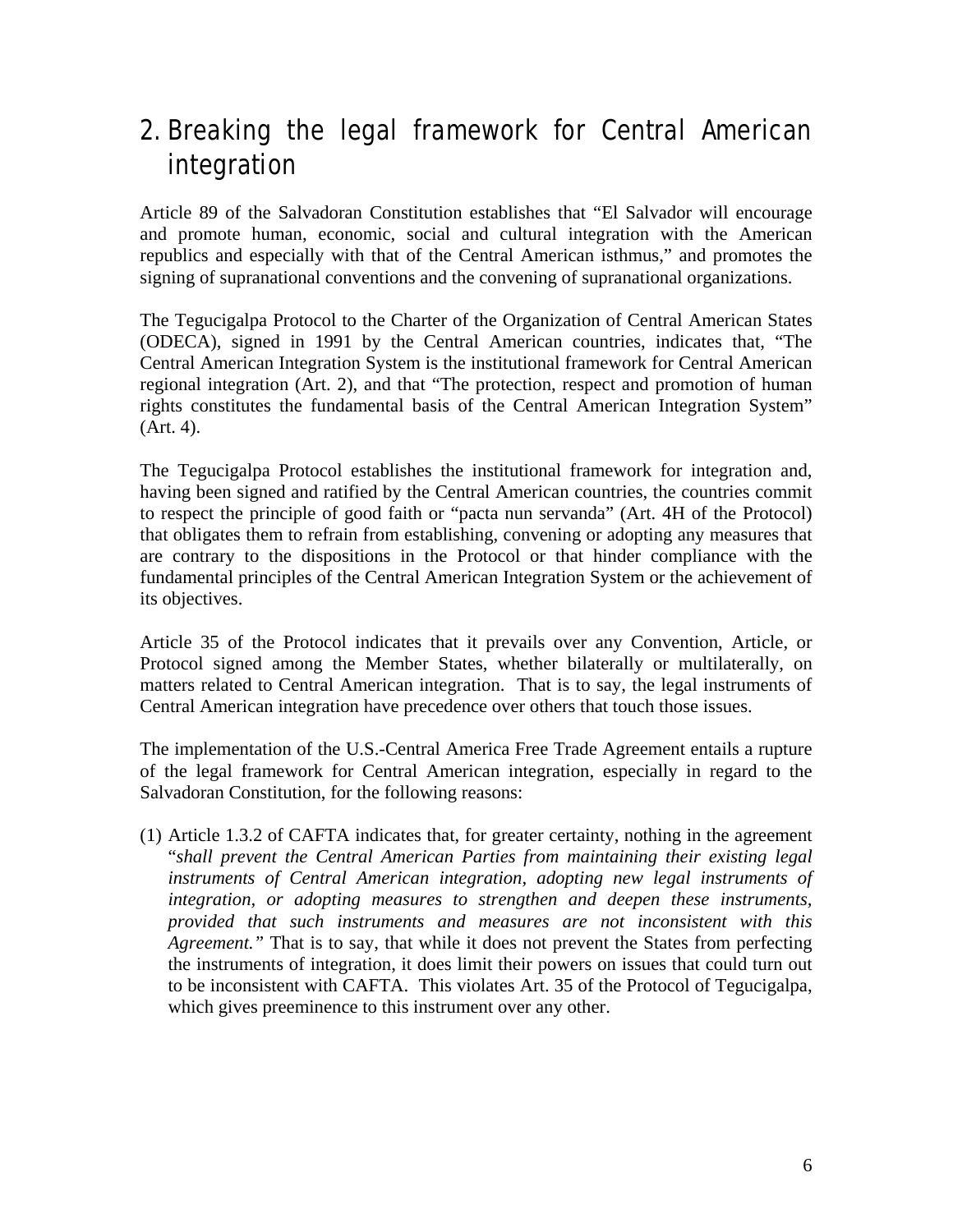## 2. Breaking the legal framework for Central American integration

Article 89 of the Salvadoran Constitution establishes that “El Salvador will encourage and promote human, economic, social and cultural integration with the American republics and especially with that of the Central American isthmus,” and promotes the signing of supranational conventions and the convening of supranational organizations.

The Tegucigalpa Protocol to the Charter of the Organization of Central American States (ODECA), signed in 1991 by the Central American countries, indicates that, “The Central American Integration System is the institutional framework for Central American regional integration (Art. 2), and that “The protection, respect and promotion of human rights constitutes the fundamental basis of the Central American Integration System” (Art. 4).

The Tegucigalpa Protocol establishes the institutional framework for integration and, having been signed and ratified by the Central American countries, the countries commit to respect the principle of good faith or “pacta nun servanda” (Art. 4H of the Protocol) that obligates them to refrain from establishing, convening or adopting any measures that are contrary to the dispositions in the Protocol or that hinder compliance with the fundamental principles of the Central American Integration System or the achievement of its objectives.

Article 35 of the Protocol indicates that it prevails over any Convention, Article, or Protocol signed among the Member States, whether bilaterally or multilaterally, on matters related to Central American integration. That is to say, the legal instruments of Central American integration have precedence over others that touch those issues.

The implementation of the U.S.-Central America Free Trade Agreement entails a rupture of the legal framework for Central American integration, especially in regard to the Salvadoran Constitution, for the following reasons:

(1) Article 1.3.2 of CAFTA indicates that, for greater certainty, nothing in the agreement “*shall prevent the Central American Parties from maintaining their existing legal instruments of Central American integration, adopting new legal instruments of integration, or adopting measures to strengthen and deepen these instruments, provided that such instruments and measures are not inconsistent with this Agreement.*” That is to say, that while it does not prevent the States from perfecting the instruments of integration, it does limit their powers on issues that could turn out to be inconsistent with CAFTA. This violates Art. 35 of the Protocol of Tegucigalpa, which gives preeminence to this instrument over any other.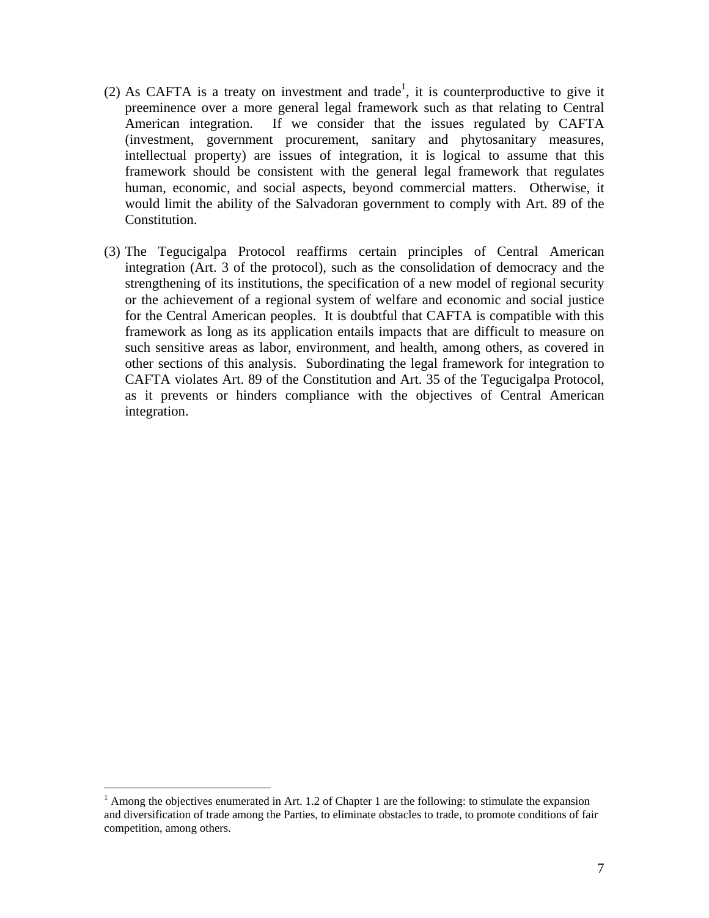(2) As CAFTA is a treaty on investment and trade[1], it is counterproductive to give it preeminence over a more general legal framework such as that relating to Central American integration. If we consider that the issues regulated by CAFTA (investment, government procurement, sanitary and phytosanitary measures, intellectual property) are issues of integration, it is logical to assume that this framework should be consistent with the general legal framework that regulates human, economic, and social aspects, beyond commercial matters. Otherwise, it would limit the ability of the Salvadoran government to comply with Art. 89 of the Constitution.

(3) The Tegucigalpa Protocol reaffirms certain principles of Central American integration (Art. 3 of the protocol), such as the consolidation of democracy and the strengthening of its institutions, the specification of a new model of regional security or the achievement of a regional system of welfare and economic and social justice for the Central American peoples. It is doubtful that CAFTA is compatible with this framework as long as its application entails impacts that are difficult to measure on such sensitive areas as labor, environment, and health, among others, as covered in other sections of this analysis. Subordinating the legal framework for integration to CAFTA violates Art. 89 of the Constitution and Art. 35 of the Tegucigalpa Protocol, as it prevents or hinders compliance with the objectives of Central American integration.

[1] Among the objectives enumerated in Art. 1.2 of Chapter 1 are the following: to stimulate the expansion and diversification of trade among the Parties, to eliminate obstacles to trade, to promote conditions of fair competition, among others.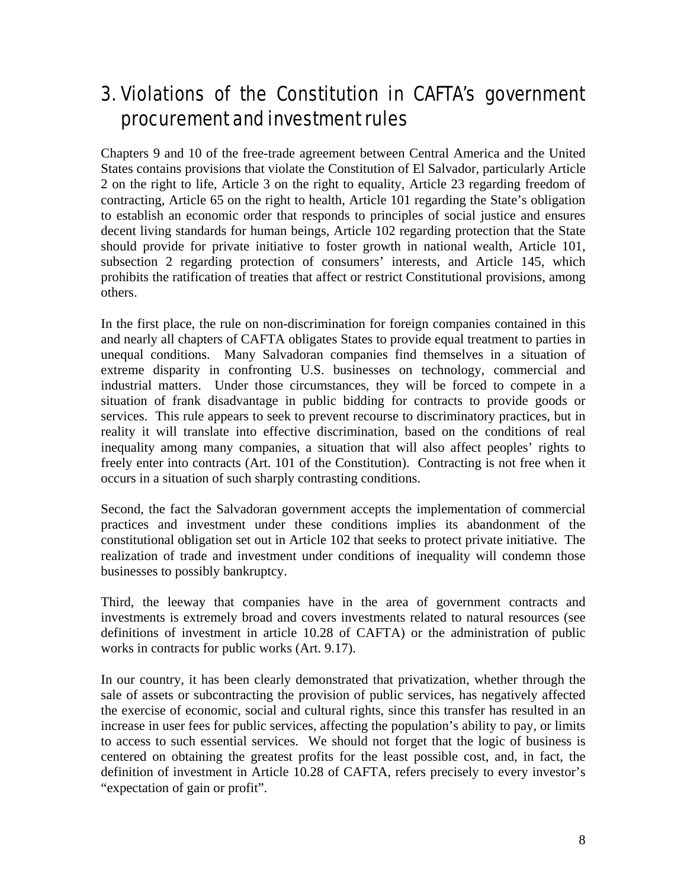# 3. Violations of the Constitution in CAFTA's government procurement and investment rules

Chapters 9 and 10 of the free-trade agreement between Central America and the United States contains provisions that violate the Constitution of El Salvador, particularly Article 2 on the right to life, Article 3 on the right to equality, Article 23 regarding freedom of contracting, Article 65 on the right to health, Article 101 regarding the State's obligation to establish an economic order that responds to principles of social justice and ensures decent living standards for human beings, Article 102 regarding protection that the State should provide for private initiative to foster growth in national wealth, Article 101, subsection 2 regarding protection of consumers' interests, and Article 145, which prohibits the ratification of treaties that affect or restrict Constitutional provisions, among others.

In the first place, the rule on non-discrimination for foreign companies contained in this and nearly all chapters of CAFTA obligates States to provide equal treatment to parties in unequal conditions. Many Salvadoran companies find themselves in a situation of extreme disparity in confronting U.S. businesses on technology, commercial and industrial matters. Under those circumstances, they will be forced to compete in a situation of frank disadvantage in public bidding for contracts to provide goods or services. This rule appears to seek to prevent recourse to discriminatory practices, but in reality it will translate into effective discrimination, based on the conditions of real inequality among many companies, a situation that will also affect peoples' rights to freely enter into contracts (Art. 101 of the Constitution). Contracting is not free when it occurs in a situation of such sharply contrasting conditions.

Second, the fact the Salvadoran government accepts the implementation of commercial practices and investment under these conditions implies its abandonment of the constitutional obligation set out in Article 102 that seeks to protect private initiative. The realization of trade and investment under conditions of inequality will condemn those businesses to possibly bankruptcy.

Third, the leeway that companies have in the area of government contracts and investments is extremely broad and covers investments related to natural resources (see definitions of investment in article 10.28 of CAFTA) or the administration of public works in contracts for public works (Art. 9.17).

In our country, it has been clearly demonstrated that privatization, whether through the sale of assets or subcontracting the provision of public services, has negatively affected the exercise of economic, social and cultural rights, since this transfer has resulted in an increase in user fees for public services, affecting the population's ability to pay, or limits to access to such essential services. We should not forget that the logic of business is centered on obtaining the greatest profits for the least possible cost, and, in fact, the definition of investment in Article 10.28 of CAFTA, refers precisely to every investor's "expectation of gain or profit".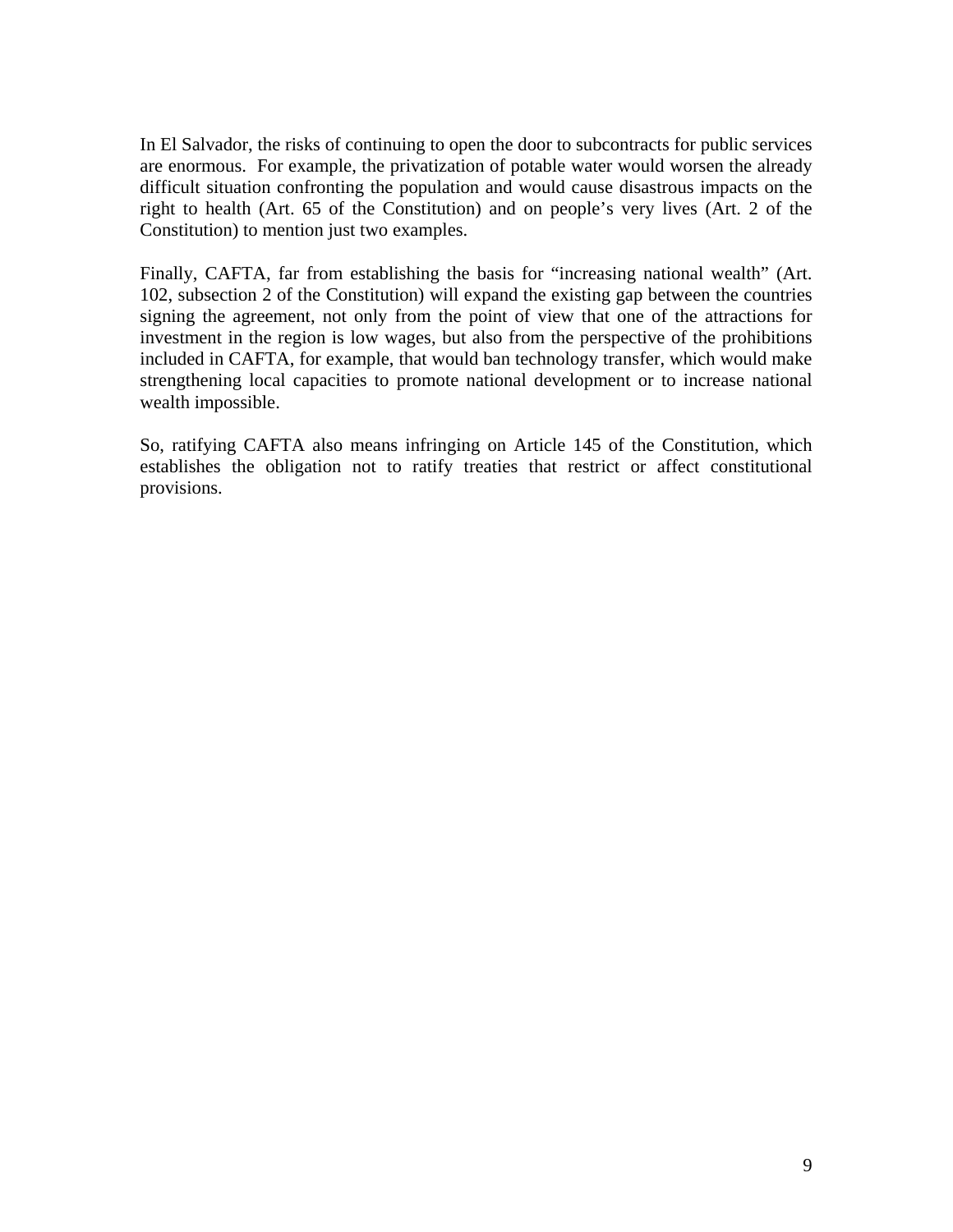In El Salvador, the risks of continuing to open the door to subcontracts for public services are enormous. For example, the privatization of potable water would worsen the already difficult situation confronting the population and would cause disastrous impacts on the right to health (Art. 65 of the Constitution) and on people's very lives (Art. 2 of the Constitution) to mention just two examples.

Finally, CAFTA, far from establishing the basis for "increasing national wealth" (Art. 102, subsection 2 of the Constitution) will expand the existing gap between the countries signing the agreement, not only from the point of view that one of the attractions for investment in the region is low wages, but also from the perspective of the prohibitions included in CAFTA, for example, that would ban technology transfer, which would make strengthening local capacities to promote national development or to increase national wealth impossible.

So, ratifying CAFTA also means infringing on Article 145 of the Constitution, which establishes the obligation not to ratify treaties that restrict or affect constitutional provisions.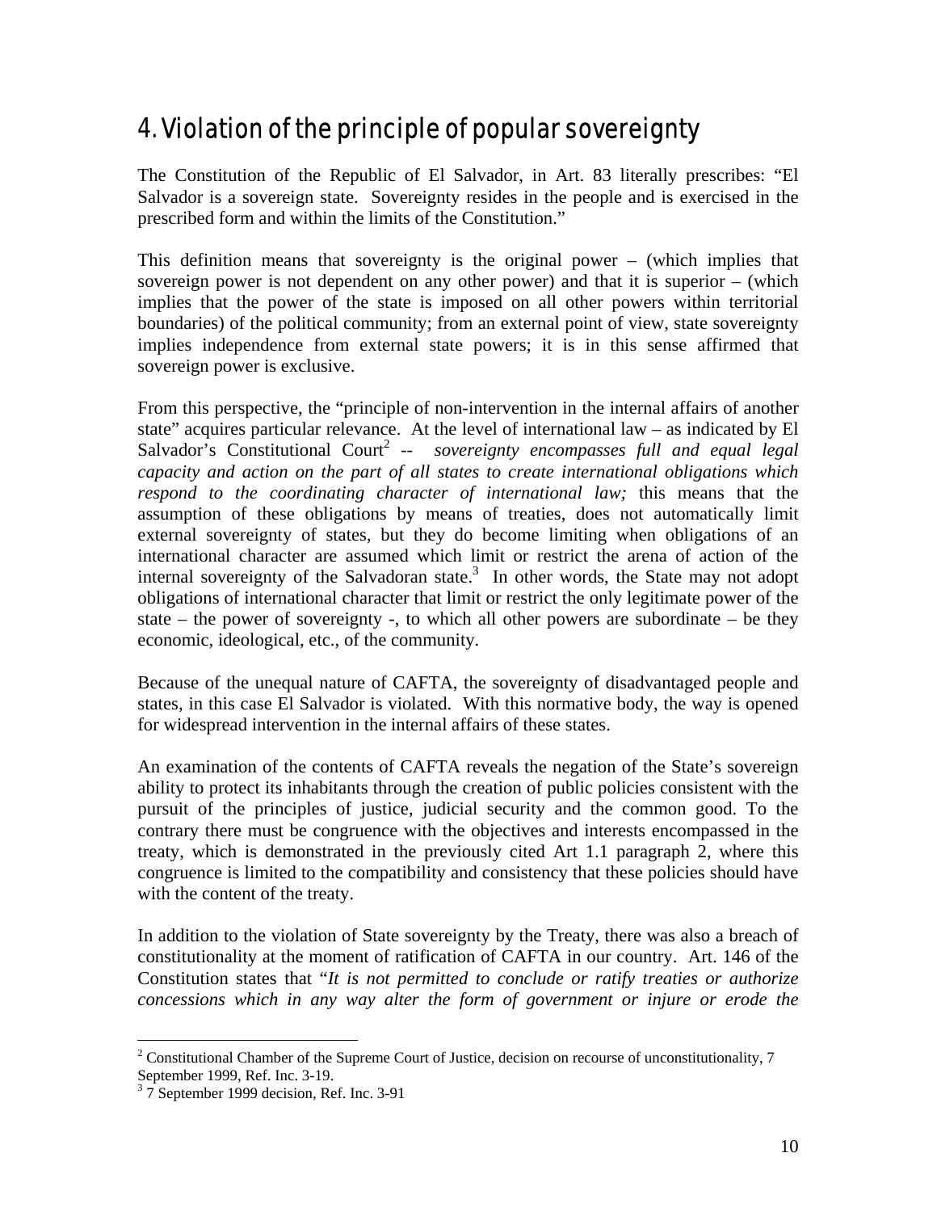## 4. Violation of the principle of popular sovereignty

The Constitution of the Republic of El Salvador, in Art. 83 literally prescribes: "El Salvador is a sovereign state. Sovereignty resides in the people and is exercised in the prescribed form and within the limits of the Constitution."

This definition means that sovereignty is the original power – (which implies that sovereign power is not dependent on any other power) and that it is superior – (which implies that the power of the state is imposed on all other powers within territorial boundaries) of the political community; from an external point of view, state sovereignty implies independence from external state powers; it is in this sense affirmed that sovereign power is exclusive.

From this perspective, the "principle of non-intervention in the internal affairs of another state" acquires particular relevance. At the level of international law – as indicated by El Salvador's Constitutional Court[2] -- *sovereignty encompasses full and equal legal capacity and action on the part of all states to create international obligations which respond to the coordinating character of international law;* this means that the assumption of these obligations by means of treaties, does not automatically limit external sovereignty of states, but they do become limiting when obligations of an international character are assumed which limit or restrict the arena of action of the internal sovereignty of the Salvadoran state.[3] In other words, the State may not adopt obligations of international character that limit or restrict the only legitimate power of the state – the power of sovereignty -, to which all other powers are subordinate – be they economic, ideological, etc., of the community.

Because of the unequal nature of CAFTA, the sovereignty of disadvantaged people and states, in this case El Salvador is violated. With this normative body, the way is opened for widespread intervention in the internal affairs of these states.

An examination of the contents of CAFTA reveals the negation of the State's sovereign ability to protect its inhabitants through the creation of public policies consistent with the pursuit of the principles of justice, judicial security and the common good. To the contrary there must be congruence with the objectives and interests encompassed in the treaty, which is demonstrated in the previously cited Art 1.1 paragraph 2, where this congruence is limited to the compatibility and consistency that these policies should have with the content of the treaty.

In addition to the violation of State sovereignty by the Treaty, there was also a breach of constitutionality at the moment of ratification of CAFTA in our country. Art. 146 of the Constitution states that "*It is not permitted to conclude or ratify treaties or authorize concessions which in any way alter the form of government or injure or erode the*

---

[2] Constitutional Chamber of the Supreme Court of Justice, decision on recourse of unconstitutionality, 7 September 1999, Ref. Inc. 3-19.

[3] 7 September 1999 decision, Ref. Inc. 3-91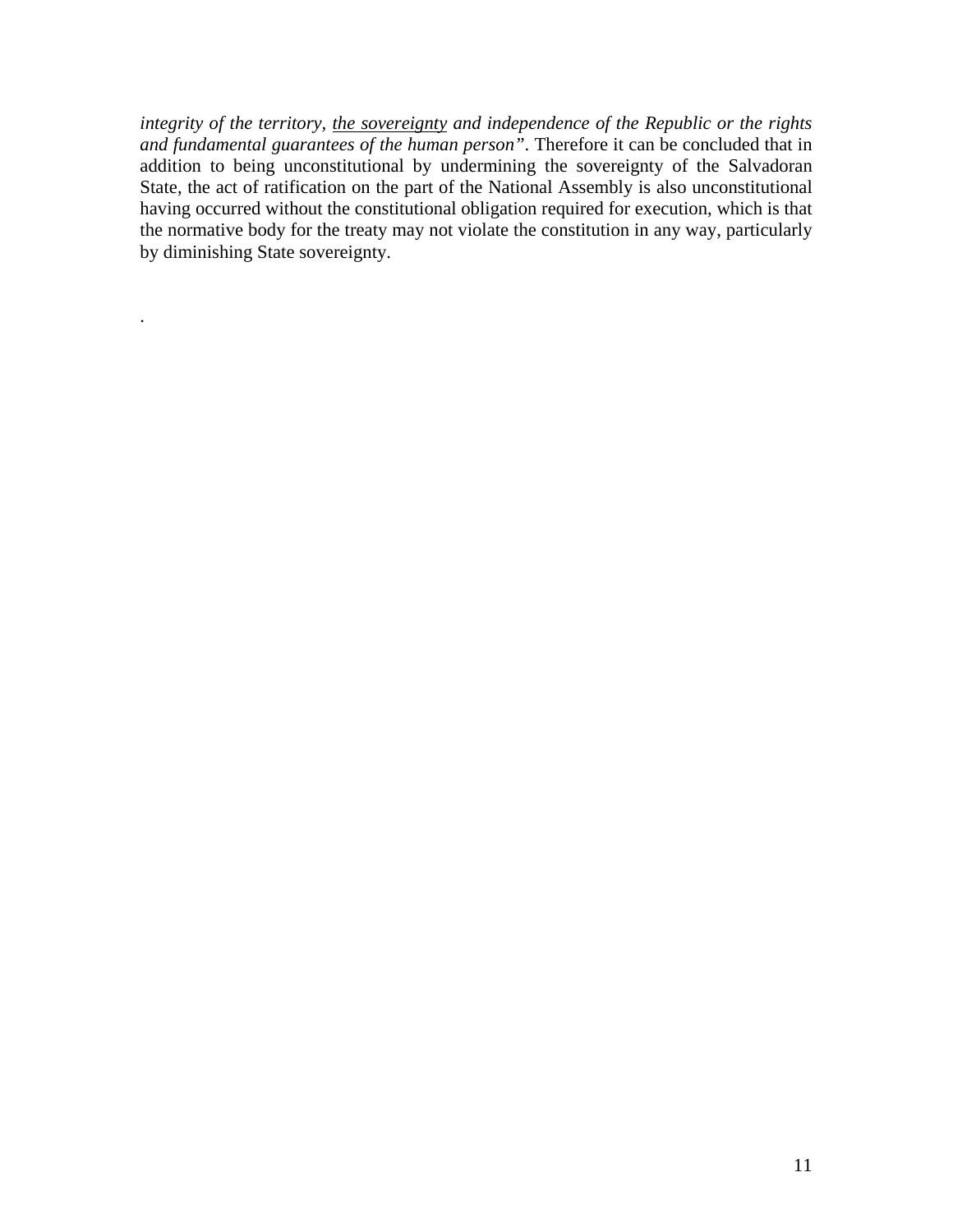*integrity of the territory, <u>the sovereignty</u> and independence of the Republic or the rights and fundamental guarantees of the human person"*. Therefore it can be concluded that in addition to being unconstitutional by undermining the sovereignty of the Salvadoran State, the act of ratification on the part of the National Assembly is also unconstitutional having occurred without the constitutional obligation required for execution, which is that the normative body for the treaty may not violate the constitution in any way, particularly by diminishing State sovereignty.

.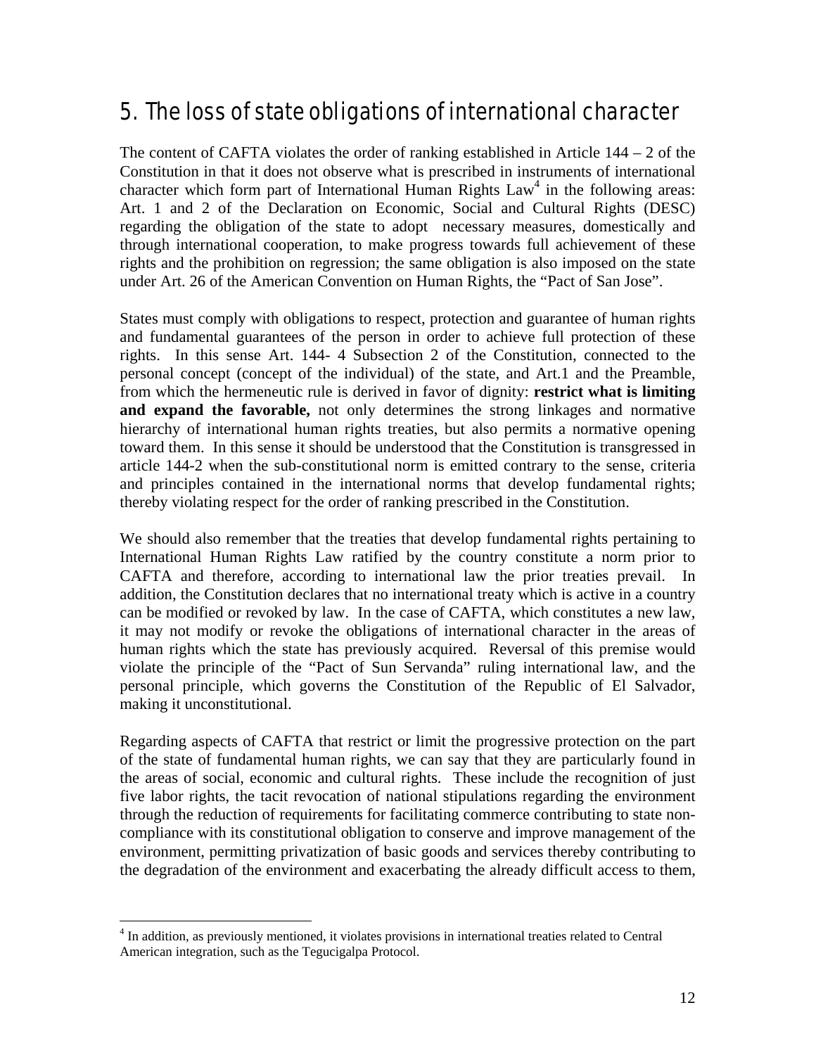## 5. The loss of state obligations of international character

The content of CAFTA violates the order of ranking established in Article 144 – 2 of the Constitution in that it does not observe what is prescribed in instruments of international character which form part of International Human Rights Law[4] in the following areas: Art. 1 and 2 of the Declaration on Economic, Social and Cultural Rights (DESC) regarding the obligation of the state to adopt necessary measures, domestically and through international cooperation, to make progress towards full achievement of these rights and the prohibition on regression; the same obligation is also imposed on the state under Art. 26 of the American Convention on Human Rights, the "Pact of San Jose".

States must comply with obligations to respect, protection and guarantee of human rights and fundamental guarantees of the person in order to achieve full protection of these rights. In this sense Art. 144- 4 Subsection 2 of the Constitution, connected to the personal concept (concept of the individual) of the state, and Art.1 and the Preamble, from which the hermeneutic rule is derived in favor of dignity: **restrict what is limiting and expand the favorable,** not only determines the strong linkages and normative hierarchy of international human rights treaties, but also permits a normative opening toward them. In this sense it should be understood that the Constitution is transgressed in article 144-2 when the sub-constitutional norm is emitted contrary to the sense, criteria and principles contained in the international norms that develop fundamental rights; thereby violating respect for the order of ranking prescribed in the Constitution.

We should also remember that the treaties that develop fundamental rights pertaining to International Human Rights Law ratified by the country constitute a norm prior to CAFTA and therefore, according to international law the prior treaties prevail. In addition, the Constitution declares that no international treaty which is active in a country can be modified or revoked by law. In the case of CAFTA, which constitutes a new law, it may not modify or revoke the obligations of international character in the areas of human rights which the state has previously acquired. Reversal of this premise would violate the principle of the "Pact of Sun Servanda" ruling international law, and the personal principle, which governs the Constitution of the Republic of El Salvador, making it unconstitutional.

Regarding aspects of CAFTA that restrict or limit the progressive protection on the part of the state of fundamental human rights, we can say that they are particularly found in the areas of social, economic and cultural rights. These include the recognition of just five labor rights, the tacit revocation of national stipulations regarding the environment through the reduction of requirements for facilitating commerce contributing to state non-compliance with its constitutional obligation to conserve and improve management of the environment, permitting privatization of basic goods and services thereby contributing to the degradation of the environment and exacerbating the already difficult access to them,

---

[4] In addition, as previously mentioned, it violates provisions in international treaties related to Central American integration, such as the Tegucigalpa Protocol.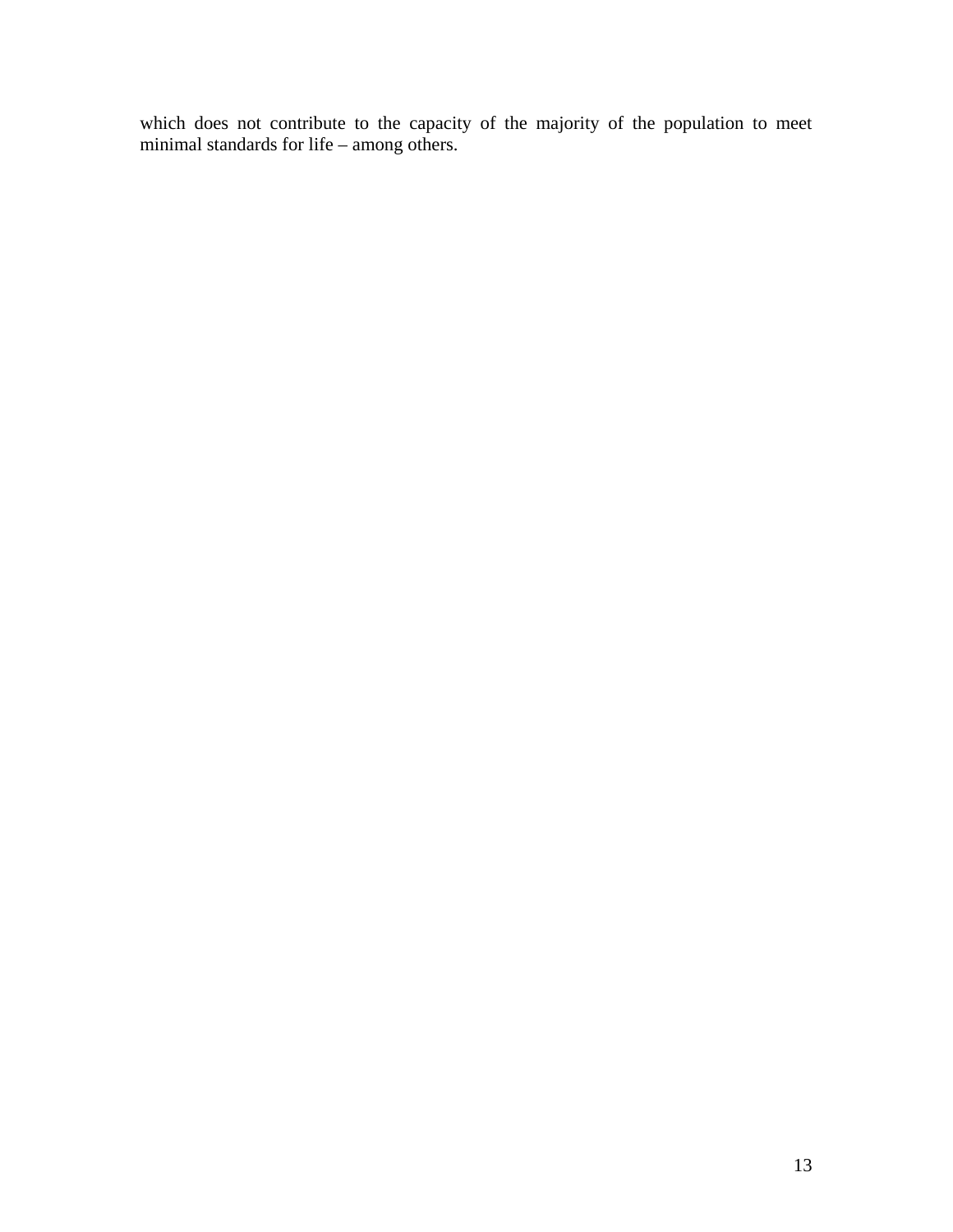which does not contribute to the capacity of the majority of the population to meet minimal standards for life – among others.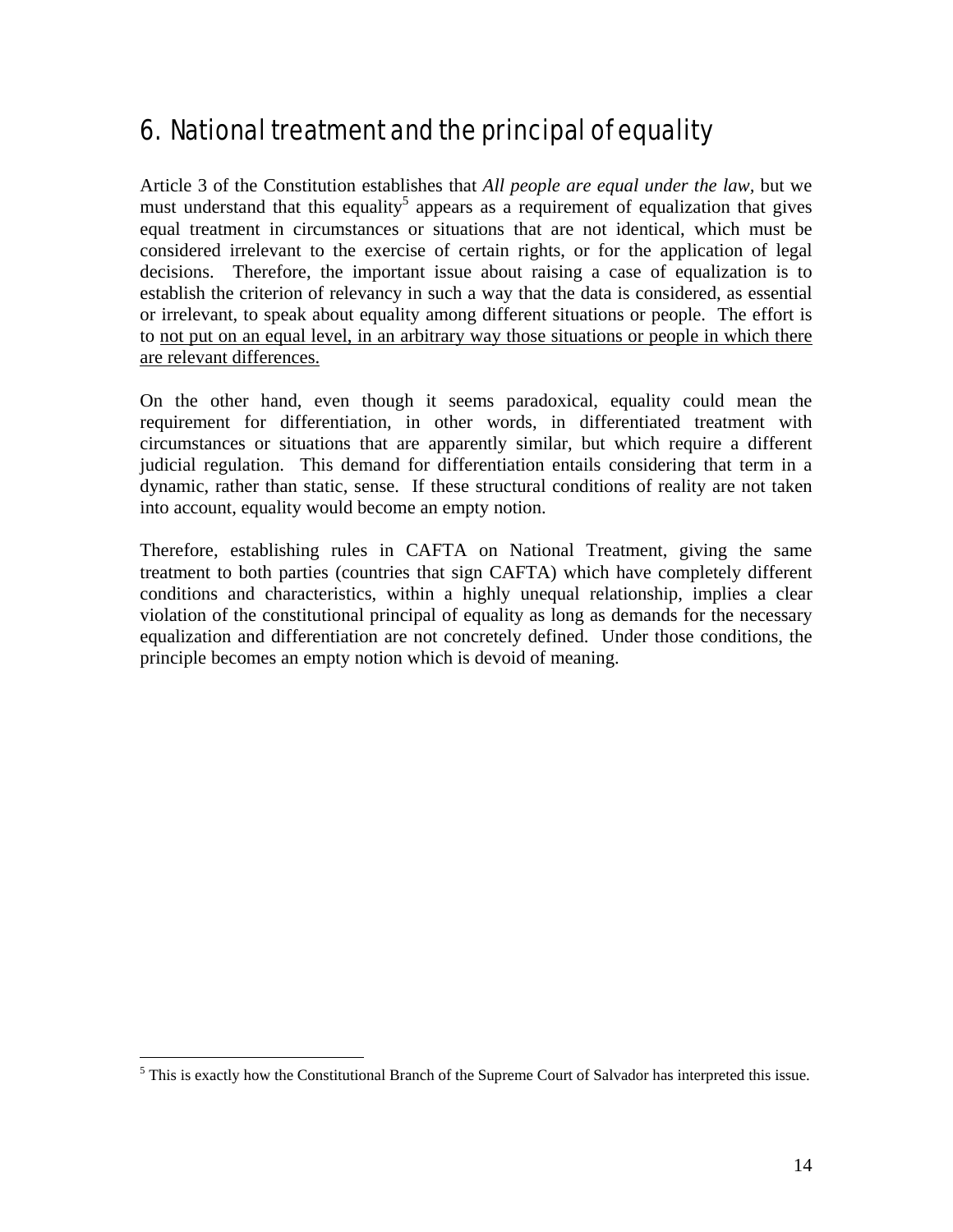## 6. National treatment and the principal of equality

Article 3 of the Constitution establishes that *All people are equal under the law*, but we must understand that this equality[5] appears as a requirement of equalization that gives equal treatment in circumstances or situations that are not identical, which must be considered irrelevant to the exercise of certain rights, or for the application of legal decisions. Therefore, the important issue about raising a case of equalization is to establish the criterion of relevancy in such a way that the data is considered, as essential or irrelevant, to speak about equality among different situations or people. The effort is to <u>not put on an equal level, in an arbitrary way those situations or people in which there are relevant differences.</u>

On the other hand, even though it seems paradoxical, equality could mean the requirement for differentiation, in other words, in differentiated treatment with circumstances or situations that are apparently similar, but which require a different judicial regulation. This demand for differentiation entails considering that term in a dynamic, rather than static, sense. If these structural conditions of reality are not taken into account, equality would become an empty notion.

Therefore, establishing rules in CAFTA on National Treatment, giving the same treatment to both parties (countries that sign CAFTA) which have completely different conditions and characteristics, within a highly unequal relationship, implies a clear violation of the constitutional principal of equality as long as demands for the necessary equalization and differentiation are not concretely defined. Under those conditions, the principle becomes an empty notion which is devoid of meaning.

---

[5] This is exactly how the Constitutional Branch of the Supreme Court of Salvador has interpreted this issue.